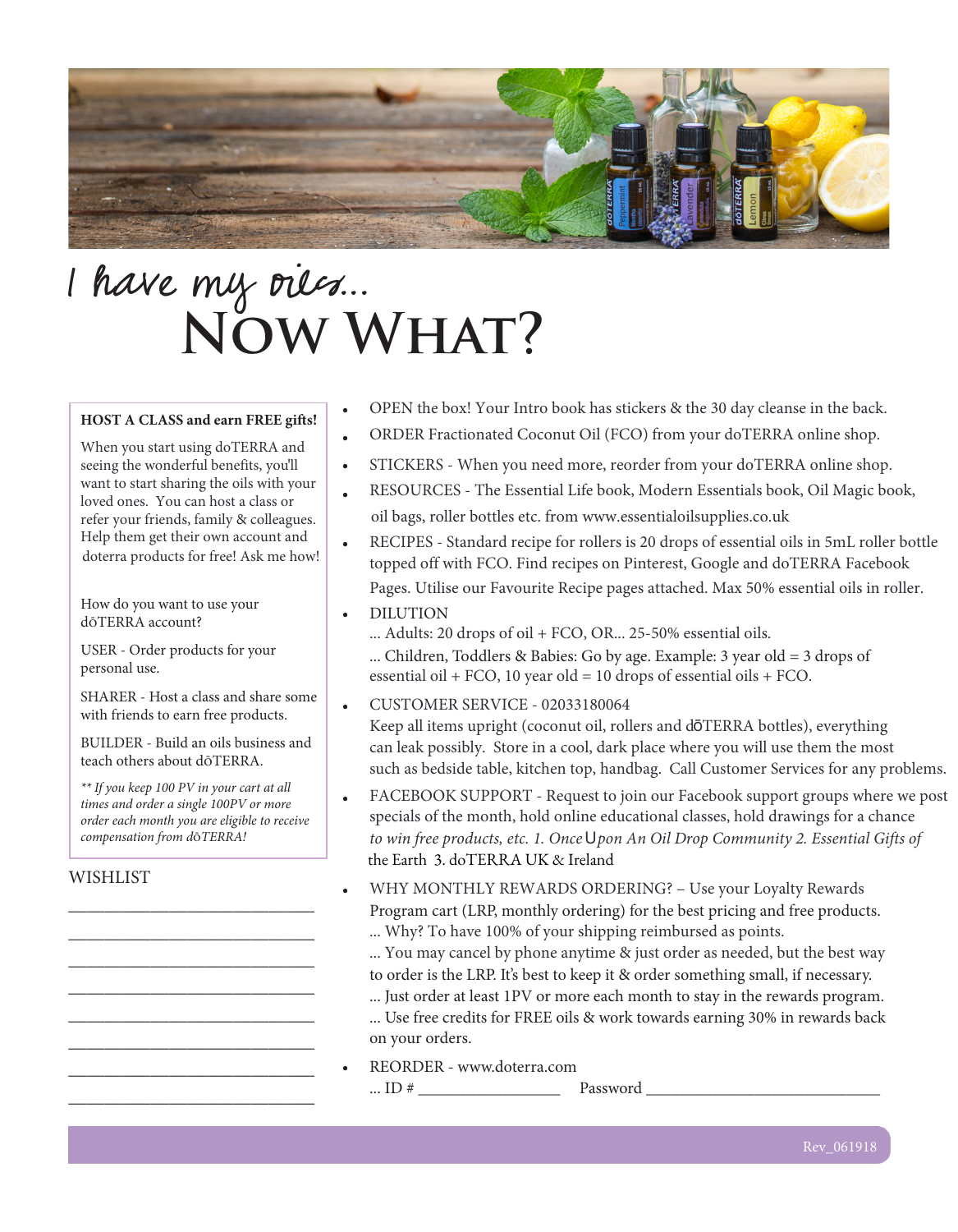# I have my oils... Now What?

**HOST A CLASS and earn FREE gifts!**

When you start using doTERRA and seeing the wonderful benefits, you'll want to start sharing the oils with your loved ones. You can host a class or refer your friends, family & colleagues. Help them get their own account and doterra products for free! Ask me how!

How do you want to use your dōTERRA account?

USER - Order products for your personal use.

SHARER - Host a class and share some with friends to earn free products.

BUILDER - Build an oils business and teach others about dōTERRA.

*** If you keep 100 PV in your cart at all times and order a single 100PV or more order each month you are eligible to receive compensation from dōTERRA!*

WISHLIST

\_\_\_\_\_\_\_\_\_\_\_\_\_\_\_\_\_\_\_\_\_\_\_\_\_\_\_\_\_\_

\_\_\_\_\_\_\_\_\_\_\_\_\_\_\_\_\_\_\_\_\_\_\_\_\_\_\_\_\_\_

\_\_\_\_\_\_\_\_\_\_\_\_\_\_\_\_\_\_\_\_\_\_\_\_\_\_\_\_\_\_

\_\_\_\_\_\_\_\_\_\_\_\_\_\_\_\_\_\_\_\_\_\_\_\_\_\_\_\_\_\_

\_\_\_\_\_\_\_\_\_\_\_\_\_\_\_\_\_\_\_\_\_\_\_\_\_\_\_\_\_\_

\_\_\_\_\_\_\_\_\_\_\_\_\_\_\_\_\_\_\_\_\_\_\_\_\_\_\_\_\_\_

\_\_\_\_\_\_\_\_\_\_\_\_\_\_\_\_\_\_\_\_\_\_\_\_\_\_\_\_\_\_

\_\_\_\_\_\_\_\_\_\_\_\_\_\_\_\_\_\_\_\_\_\_\_\_\_\_\_\_\_\_

- OPEN the box! Your Intro book has stickers & the 30 day cleanse in the back.
- ORDER Fractionated Coconut Oil (FCO) from your doTERRA online shop.
- STICKERS - When you need more, reorder from your doTERRA online shop.
- RESOURCES - The Essential Life book, Modern Essentials book, Oil Magic book, oil bags, roller bottles etc. from www.essentialoilsupplies.co.uk
- RECIPES - Standard recipe for rollers is 20 drops of essential oils in 5mL roller bottle topped off with FCO. Find recipes on Pinterest, Google and doTERRA Facebook Pages. Utilise our Favourite Recipe pages attached. Max 50% essential oils in roller.
- DILUTION
  ... Adults: 20 drops of oil + FCO, OR... 25-50% essential oils.
  ... Children, Toddlers & Babies: Go by age. Example: 3 year old = 3 drops of essential oil + FCO, 10 year old = 10 drops of essential oils + FCO.
- CUSTOMER SERVICE - 02033180064
  Keep all items upright (coconut oil, rollers and dōTERRA bottles), everything can leak possibly. Store in a cool, dark place where you will use them the most such as bedside table, kitchen top, handbag. Call Customer Services for any problems.
- FACEBOOK SUPPORT - Request to join our Facebook support groups where we post specials of the month, hold online educational classes, hold drawings for a chance *to win free products, etc. 1. Once Upon An Oil Drop Community 2. Essential Gifts of* the Earth 3. doTERRA UK & Ireland
- WHY MONTHLY REWARDS ORDERING? – Use your Loyalty Rewards Program cart (LRP, monthly ordering) for the best pricing and free products.
  ... Why? To have 100% of your shipping reimbursed as points.
  ... You may cancel by phone anytime & just order as needed, but the best way to order is the LRP. It's best to keep it & order something small, if necessary.
  ... Just order at least 1PV or more each month to stay in the rewards program.
  ... Use free credits for FREE oils & work towards earning 30% in rewards back on your orders.
- REORDER - www.doterra.com
  ... ID # \_\_\_\_\_\_\_\_\_\_\_\_\_\_\_\_\_\_ Password \_\_\_\_\_\_\_\_\_\_\_\_\_\_\_\_\_\_\_\_\_\_\_\_\_\_\_\_\_\_

Rev_061918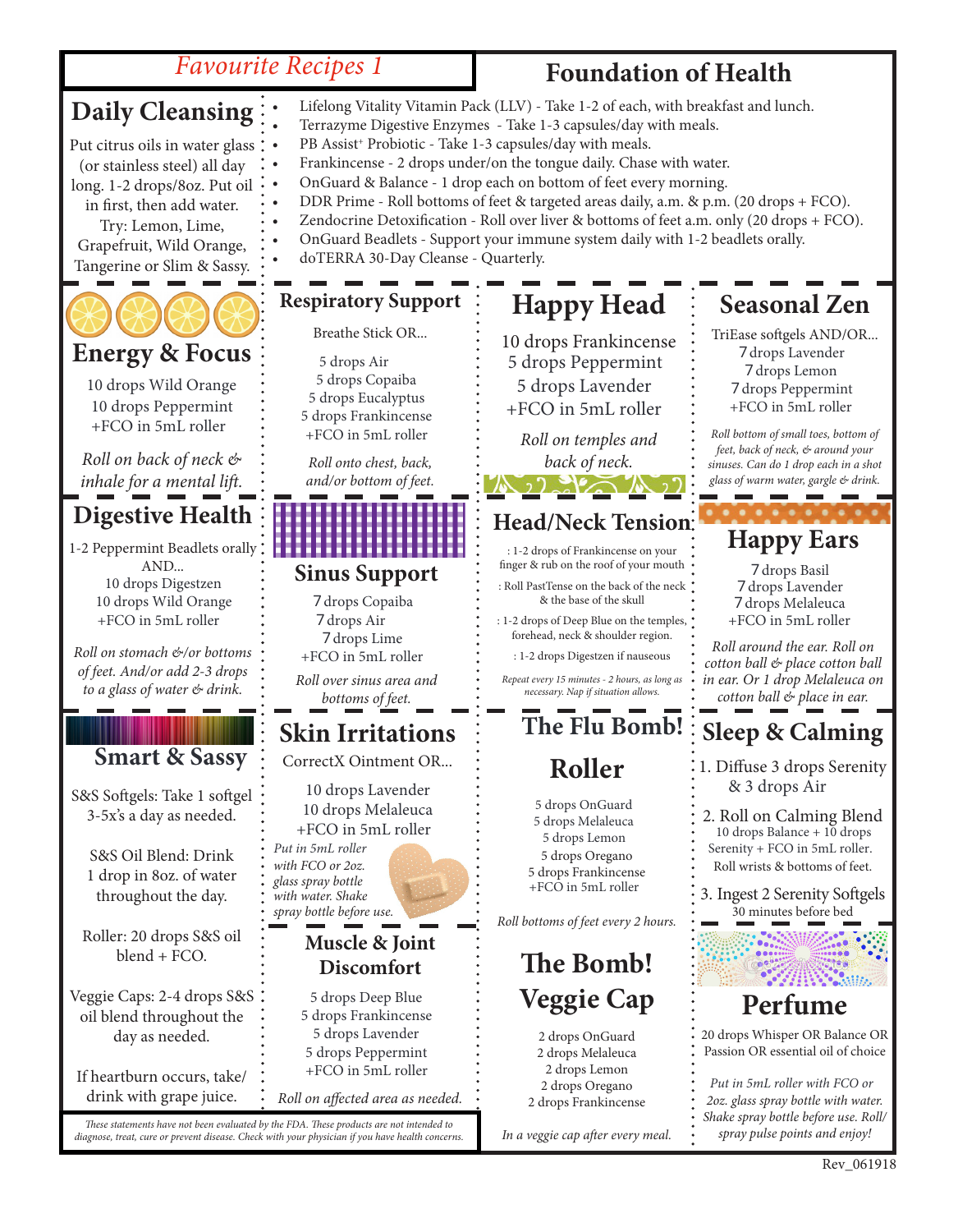# Favourite Recipes 1

## Foundation of Health

- Lifelong Vitality Vitamin Pack (LLV) - Take 1-2 of each, with breakfast and lunch.
- Terrazyme Digestive Enzymes - Take 1-3 capsules/day with meals.
- PB Assist+ Probiotic - Take 1-3 capsules/day with meals.
- Frankincense - 2 drops under/on the tongue daily. Chase with water.
- OnGuard & Balance - 1 drop each on bottom of feet every morning.
- DDR Prime - Roll bottoms of feet & targeted areas daily, a.m. & p.m. (20 drops + FCO).
- Zendocrine Detoxification - Roll over liver & bottoms of feet a.m. only (20 drops + FCO).
- OnGuard Beadlets - Support your immune system daily with 1-2 beadlets orally.
- doTERRA 30-Day Cleanse - Quarterly.

## Daily Cleansing

Put citrus oils in water glass (or stainless steel) all day long. 1-2 drops/8oz. Put oil in first, then add water. Try: Lemon, Lime, Grapefruit, Wild Orange, Tangerine or Slim & Sassy.

## Energy & Focus

10 drops Wild Orange
10 drops Peppermint
+FCO in 5mL roller

*Roll on back of neck & inhale for a mental lift.*

## Respiratory Support

Breathe Stick OR...

5 drops Air
5 drops Copaiba
5 drops Eucalyptus
5 drops Frankincense
+FCO in 5mL roller

*Roll onto chest, back, and/or bottom of feet.*

## Happy Head

10 drops Frankincense
5 drops Peppermint
5 drops Lavender
+FCO in 5mL roller

*Roll on temples and back of neck.*

## Seasonal Zen

TriEase softgels AND/OR...

7 drops Lavender
7 drops Lemon
7 drops Peppermint
+FCO in 5mL roller

*Roll bottom of small toes, bottom of feet, back of neck, & around your sinuses. Can do 1 drop each in a shot glass of warm water, gargle & drink.*

## Digestive Health

1-2 Peppermint Beadlets orally AND...

10 drops Digestzen
10 drops Wild Orange
+FCO in 5mL roller

*Roll on stomach &/or bottoms of feet. And/or add 2-3 drops to a glass of water & drink.*

## Sinus Support

7 drops Copaiba
7 drops Air
7 drops Lime
+FCO in 5mL roller

*Roll over sinus area and bottoms of feet.*

## Head/Neck Tension

: 1-2 drops of Frankincense on your finger & rub on the roof of your mouth

: Roll PastTense on the back of the neck & the base of the skull

: 1-2 drops of Deep Blue on the temples, forehead, neck & shoulder region.

: 1-2 drops Digestzen if nauseous

*Repeat every 15 minutes - 2 hours, as long as necessary. Nap if situation allows.*

## Happy Ears

7 drops Basil
7 drops Lavender
7 drops Melaleuca
+FCO in 5mL roller

*Roll around the ear. Roll on cotton ball & place cotton ball in ear. Or 1 drop Melaleuca on cotton ball & place in ear.*

## Smart & Sassy

S&S Softgels: Take 1 softgel 3-5x's a day as needed.

S&S Oil Blend: Drink 1 drop in 8oz. of water throughout the day.

Roller: 20 drops S&S oil blend + FCO.

Veggie Caps: 2-4 drops S&S oil blend throughout the day as needed.

If heartburn occurs, take/drink with grape juice.

## Skin Irritations

CorrectX Ointment OR...

10 drops Lavender
10 drops Melaleuca
+FCO in 5mL roller

*Put in 5mL roller with FCO or 2oz. glass spray bottle with water. Shake spray bottle before use.*

## The Flu Bomb! Roller

5 drops OnGuard
5 drops Melaleuca
5 drops Lemon
5 drops Oregano
5 drops Frankincense
+FCO in 5mL roller

*Roll bottoms of feet every 2 hours.*

## Sleep & Calming

1. Diffuse 3 drops Serenity & 3 drops Air
2. Roll on Calming Blend
   10 drops Balance + 10 drops Serenity + FCO in 5mL roller.
   Roll wrists & bottoms of feet.
3. Ingest 2 Serenity Softgels
   30 minutes before bed

## Muscle & Joint Discomfort

5 drops Deep Blue
5 drops Frankincense
5 drops Lavender
5 drops Peppermint
+FCO in 5mL roller

*Roll on affected area as needed.*

## The Bomb! Veggie Cap

2 drops OnGuard
2 drops Melaleuca
2 drops Lemon
2 drops Oregano
2 drops Frankincense

*In a veggie cap after every meal.*

## Perfume

20 drops Whisper OR Balance OR Passion OR essential oil of choice

*Put in 5mL roller with FCO or 2oz. glass spray bottle with water. Shake spray bottle before use. Roll/ spray pulse points and enjoy!*

*These statements have not been evaluated by the FDA. These products are not intended to diagnose, treat, cure or prevent disease. Check with your physician if you have health concerns.*

Rev_061918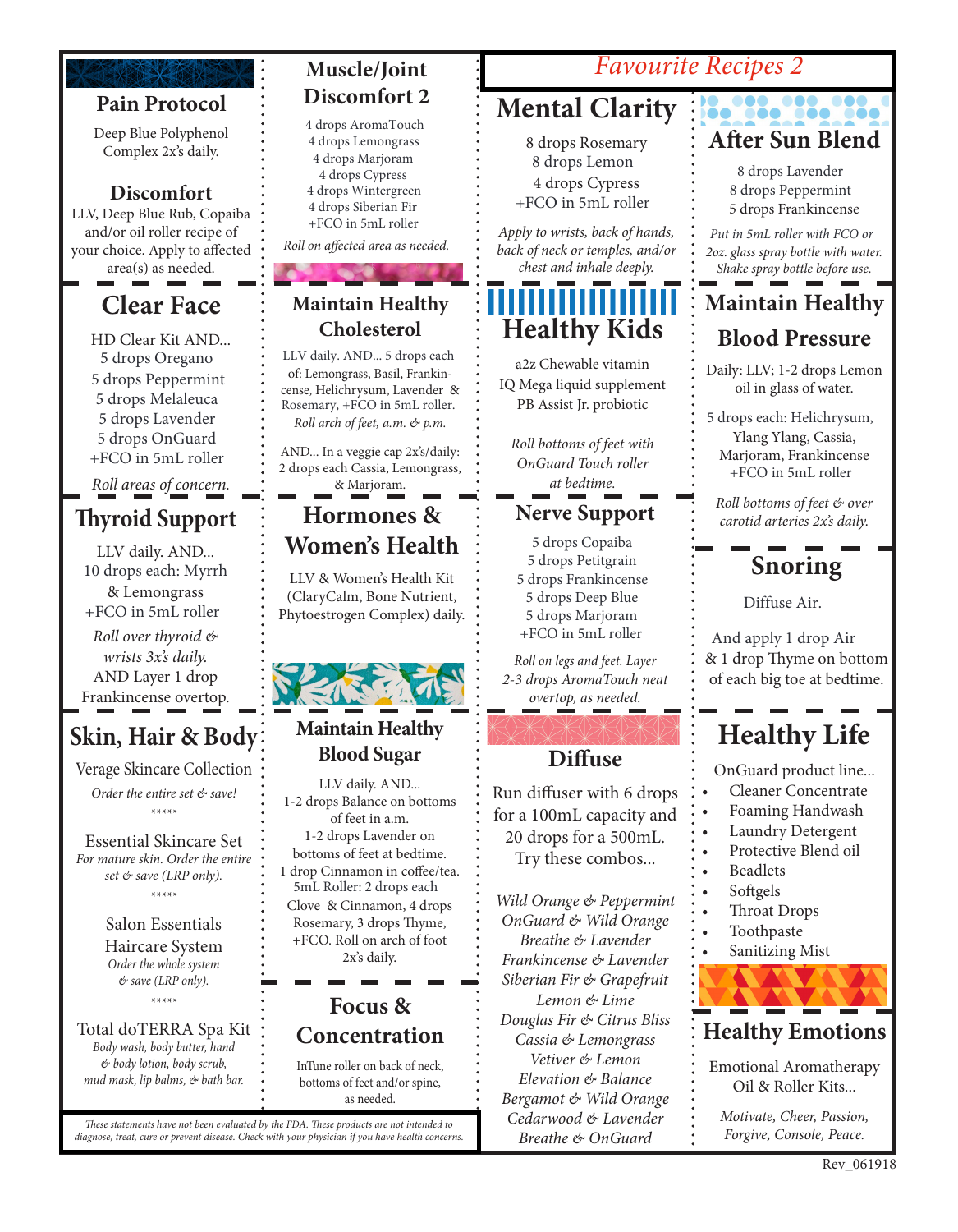# Favourite Recipes 2

## Pain Protocol

Deep Blue Polyphenol Complex 2x's daily.

## Discomfort

LLV, Deep Blue Rub, Copaiba and/or oil roller recipe of your choice. Apply to affected area(s) as needed.

## Clear Face

HD Clear Kit AND...
5 drops Oregano
5 drops Peppermint
5 drops Melaleuca
5 drops Lavender
5 drops OnGuard
+FCO in 5mL roller

*Roll areas of concern.*

## Thyroid Support

LLV daily. AND...
10 drops each: Myrrh & Lemongrass
+FCO in 5mL roller

*Roll over thyroid & wrists 3x's daily.*

AND Layer 1 drop Frankincense overtop.

## Skin, Hair & Body

Verage Skincare Collection

*Order the entire set & save!*

*****

Essential Skincare Set

*For mature skin. Order the entire set & save (LRP only).*

*****

Salon Essentials Haircare System

*Order the whole system & save (LRP only).*

*****

Total doTERRA Spa Kit

*Body wash, body butter, hand & body lotion, body scrub, mud mask, lip balms, & bath bar.*

## Muscle/Joint Discomfort 2

4 drops AromaTouch
4 drops Lemongrass
4 drops Marjoram
4 drops Cypress
4 drops Wintergreen
4 drops Siberian Fir
+FCO in 5mL roller

*Roll on affected area as needed.*

## Maintain Healthy Cholesterol

LLV daily. AND... 5 drops each of: Lemongrass, Basil, Frankincense, Helichrysum, Lavender & Rosemary, +FCO in 5mL roller.

*Roll arch of feet, a.m. & p.m.*

AND... In a veggie cap 2x's/daily: 2 drops each Cassia, Lemongrass, & Marjoram.

## Hormones & Women's Health

LLV & Women's Health Kit (ClaryCalm, Bone Nutrient, Phytoestrogen Complex) daily.

## Maintain Healthy Blood Sugar

LLV daily. AND...
1-2 drops Balance on bottoms of feet in a.m.
1-2 drops Lavender on bottoms of feet at bedtime.
1 drop Cinnamon in coffee/tea.
5mL Roller: 2 drops each Clove & Cinnamon, 4 drops Rosemary, 3 drops Thyme, +FCO. Roll on arch of foot 2x's daily.

## Focus & Concentration

InTune roller on back of neck, bottoms of feet and/or spine, as needed.

*These statements have not been evaluated by the FDA. These products are not intended to diagnose, treat, cure or prevent disease. Check with your physician if you have health concerns.*

## Mental Clarity

8 drops Rosemary
8 drops Lemon
4 drops Cypress
+FCO in 5mL roller

*Apply to wrists, back of hands, back of neck or temples, and/or chest and inhale deeply.*

## Healthy Kids

a2z Chewable vitamin
IQ Mega liquid supplement
PB Assist Jr. probiotic

*Roll bottoms of feet with OnGuard Touch roller at bedtime.*

## Nerve Support

5 drops Copaiba
5 drops Petitgrain
5 drops Frankincense
5 drops Deep Blue
5 drops Marjoram
+FCO in 5mL roller

*Roll on legs and feet. Layer 2-3 drops AromaTouch neat overtop, as needed.*

## Diffuse

Run diffuser with 6 drops for a 100mL capacity and 20 drops for a 500mL. Try these combos...

*Wild Orange & Peppermint*
*OnGuard & Wild Orange*
*Breathe & Lavender*
*Frankincense & Lavender*
*Siberian Fir & Grapefruit*
*Lemon & Lime*
*Douglas Fir & Citrus Bliss*
*Cassia & Lemongrass*
*Vetiver & Lemon*
*Elevation & Balance*
*Bergamot & Wild Orange*
*Cedarwood & Lavender*
*Breathe & OnGuard*

## After Sun Blend

8 drops Lavender
8 drops Peppermint
5 drops Frankincense

*Put in 5mL roller with FCO or 2oz. glass spray bottle with water. Shake spray bottle before use.*

## Maintain Healthy Blood Pressure

Daily: LLV; 1-2 drops Lemon oil in glass of water.

5 drops each: Helichrysum, Ylang Ylang, Cassia, Marjoram, Frankincense +FCO in 5mL roller

*Roll bottoms of feet & over carotid arteries 2x's daily.*

## Snoring

Diffuse Air.

And apply 1 drop Air & 1 drop Thyme on bottom of each big toe at bedtime.

## Healthy Life

OnGuard product line...

- Cleaner Concentrate
- Foaming Handwash
- Laundry Detergent
- Protective Blend oil
- Beadlets
- Softgels
- Throat Drops
- Toothpaste
- Sanitizing Mist

## Healthy Emotions

Emotional Aromatherapy Oil & Roller Kits...

*Motivate, Cheer, Passion, Forgive, Console, Peace.*

Rev_061918